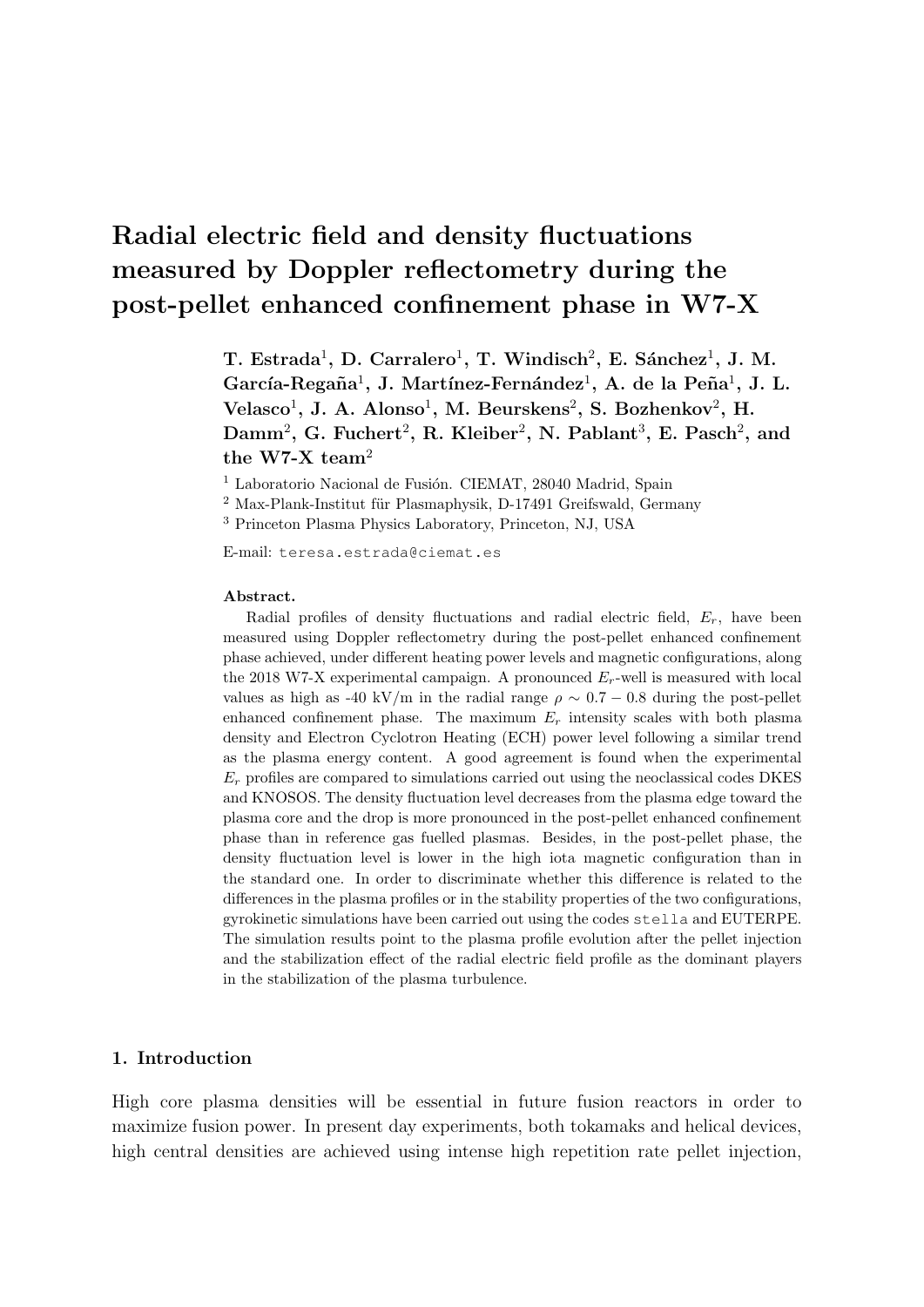# Radial electric field and density fluctuations measured by Doppler reflectometry during the post-pellet enhanced confinement phase in W7-X

**T. Estrada[1], D. Carralero[1], T. Windisch[2], E. Sánchez[1], J. M. García-Regaña[1], J. Martínez-Fernández[1], A. de la Peña[1], J. L. Velasco[1], J. A. Alonso[1], M. Beurskens[2], S. Bozhenkov[2], H. Damm[2], G. Fuchert[2], R. Kleiber[2], N. Pablant[3], E. Pasch[2], and the W7-X team[2]**

[1] Laboratorio Nacional de Fusión. CIEMAT, 28040 Madrid, Spain

[2] Max-Plank-Institut für Plasmaphysik, D-17491 Greifswald, Germany

[3] Princeton Plasma Physics Laboratory, Princeton, NJ, USA

E-mail: `teresa.estrada@ciemat.es`

**Abstract.**

Radial profiles of density fluctuations and radial electric field, $E_r$, have been measured using Doppler reflectometry during the post-pellet enhanced confinement phase achieved, under different heating power levels and magnetic configurations, along the 2018 W7-X experimental campaign. A pronounced $E_r$-well is measured with local values as high as -40 kV/m in the radial range $\rho \sim 0.7 - 0.8$ during the post-pellet enhanced confinement phase. The maximum $E_r$ intensity scales with both plasma density and Electron Cyclotron Heating (ECH) power level following a similar trend as the plasma energy content. A good agreement is found when the experimental $E_r$ profiles are compared to simulations carried out using the neoclassical codes DKES and KNOSOS. The density fluctuation level decreases from the plasma edge toward the plasma core and the drop is more pronounced in the post-pellet enhanced confinement phase than in reference gas fuelled plasmas. Besides, in the post-pellet phase, the density fluctuation level is lower in the high iota magnetic configuration than in the standard one. In order to discriminate whether this difference is related to the differences in the plasma profiles or in the stability properties of the two configurations, gyrokinetic simulations have been carried out using the codes `stella` and EUTERPE. The simulation results point to the plasma profile evolution after the pellet injection and the stabilization effect of the radial electric field profile as the dominant players in the stabilization of the plasma turbulence.

## 1. Introduction

High core plasma densities will be essential in future fusion reactors in order to maximize fusion power. In present day experiments, both tokamaks and helical devices, high central densities are achieved using intense high repetition rate pellet injection,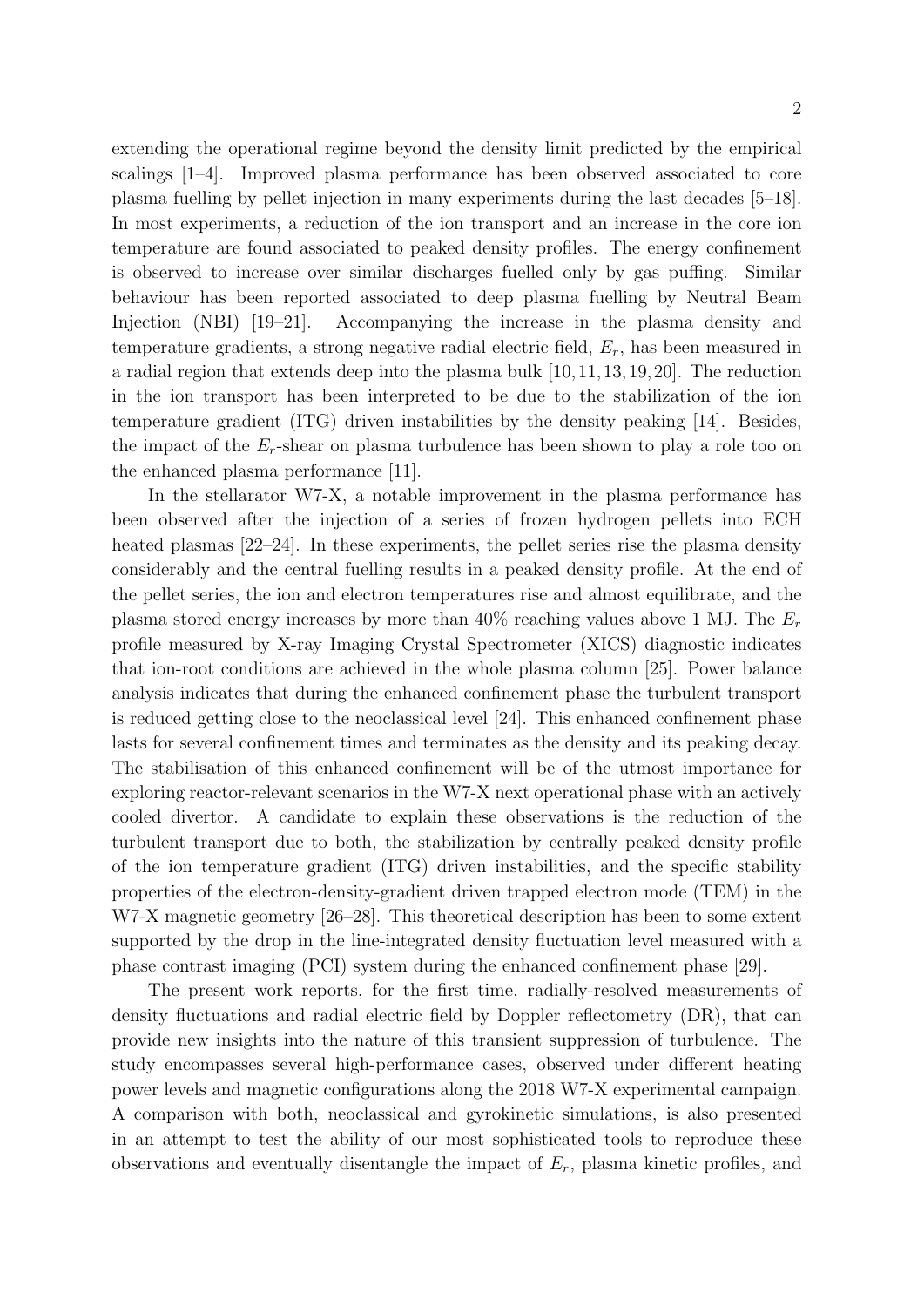extending the operational regime beyond the density limit predicted by the empirical scalings [1–4]. Improved plasma performance has been observed associated to core plasma fuelling by pellet injection in many experiments during the last decades [5–18]. In most experiments, a reduction of the ion transport and an increase in the core ion temperature are found associated to peaked density profiles. The energy confinement is observed to increase over similar discharges fuelled only by gas puffing. Similar behaviour has been reported associated to deep plasma fuelling by Neutral Beam Injection (NBI) [19–21]. Accompanying the increase in the plasma density and temperature gradients, a strong negative radial electric field, $E_r$, has been measured in a radial region that extends deep into the plasma bulk [10, 11, 13, 19, 20]. The reduction in the ion transport has been interpreted to be due to the stabilization of the ion temperature gradient (ITG) driven instabilities by the density peaking [14]. Besides, the impact of the $E_r$-shear on plasma turbulence has been shown to play a role too on the enhanced plasma performance [11].

In the stellarator W7-X, a notable improvement in the plasma performance has been observed after the injection of a series of frozen hydrogen pellets into ECH heated plasmas [22–24]. In these experiments, the pellet series rise the plasma density considerably and the central fuelling results in a peaked density profile. At the end of the pellet series, the ion and electron temperatures rise and almost equilibrate, and the plasma stored energy increases by more than 40% reaching values above 1 MJ. The $E_r$ profile measured by X-ray Imaging Crystal Spectrometer (XICS) diagnostic indicates that ion-root conditions are achieved in the whole plasma column [25]. Power balance analysis indicates that during the enhanced confinement phase the turbulent transport is reduced getting close to the neoclassical level [24]. This enhanced confinement phase lasts for several confinement times and terminates as the density and its peaking decay. The stabilisation of this enhanced confinement will be of the utmost importance for exploring reactor-relevant scenarios in the W7-X next operational phase with an actively cooled divertor. A candidate to explain these observations is the reduction of the turbulent transport due to both, the stabilization by centrally peaked density profile of the ion temperature gradient (ITG) driven instabilities, and the specific stability properties of the electron-density-gradient driven trapped electron mode (TEM) in the W7-X magnetic geometry [26–28]. This theoretical description has been to some extent supported by the drop in the line-integrated density fluctuation level measured with a phase contrast imaging (PCI) system during the enhanced confinement phase [29].

The present work reports, for the first time, radially-resolved measurements of density fluctuations and radial electric field by Doppler reflectometry (DR), that can provide new insights into the nature of this transient suppression of turbulence. The study encompasses several high-performance cases, observed under different heating power levels and magnetic configurations along the 2018 W7-X experimental campaign. A comparison with both, neoclassical and gyrokinetic simulations, is also presented in an attempt to test the ability of our most sophisticated tools to reproduce these observations and eventually disentangle the impact of $E_r$, plasma kinetic profiles, and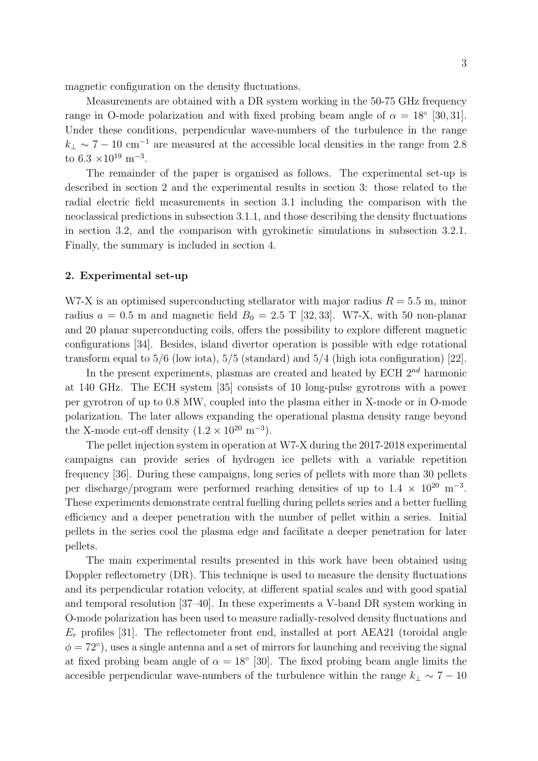magnetic configuration on the density fluctuations.

Measurements are obtained with a DR system working in the 50-75 GHz frequency range in O-mode polarization and with fixed probing beam angle of $\alpha = 18^\circ$ [30, 31]. Under these conditions, perpendicular wave-numbers of the turbulence in the range $k_\perp \sim 7-10$ cm$^{-1}$ are measured at the accessible local densities in the range from 2.8 to 6.3 $\times 10^{19}$ m$^{-3}$.

The remainder of the paper is organised as follows. The experimental set-up is described in section 2 and the experimental results in section 3: those related to the radial electric field measurements in section 3.1 including the comparison with the neoclassical predictions in subsection 3.1.1, and those describing the density fluctuations in section 3.2, and the comparison with gyrokinetic simulations in subsection 3.2.1. Finally, the summary is included in section 4.

## 2. Experimental set-up

W7-X is an optimised superconducting stellarator with major radius $R = 5.5$ m, minor radius $a = 0.5$ m and magnetic field $B_0 = 2.5$ T [32, 33]. W7-X, with 50 non-planar and 20 planar superconducting coils, offers the possibility to explore different magnetic configurations [34]. Besides, island divertor operation is possible with edge rotational transform equal to 5/6 (low iota), 5/5 (standard) and 5/4 (high iota configuration) [22].

In the present experiments, plasmas are created and heated by ECH $2^{nd}$ harmonic at 140 GHz. The ECH system [35] consists of 10 long-pulse gyrotrons with a power per gyrotron of up to 0.8 MW, coupled into the plasma either in X-mode or in O-mode polarization. The later allows expanding the operational plasma density range beyond the X-mode cut-off density ($1.2 \times 10^{20}$ m$^{-3}$).

The pellet injection system in operation at W7-X during the 2017-2018 experimental campaigns can provide series of hydrogen ice pellets with a variable repetition frequency [36]. During these campaigns, long series of pellets with more than 30 pellets per discharge/program were performed reaching densities of up to $1.4 \times 10^{20}$ m$^{-3}$. These experiments demonstrate central fuelling during pellets series and a better fuelling efficiency and a deeper penetration with the number of pellet within a series. Initial pellets in the series cool the plasma edge and facilitate a deeper penetration for later pellets.

The main experimental results presented in this work have been obtained using Doppler reflectometry (DR). This technique is used to measure the density fluctuations and its perpendicular rotation velocity, at different spatial scales and with good spatial and temporal resolution [37–40]. In these experiments a V-band DR system working in O-mode polarization has been used to measure radially-resolved density fluctuations and $E_r$ profiles [31]. The reflectometer front end, installed at port AEA21 (toroidal angle $\phi = 72^\circ$), uses a single antenna and a set of mirrors for launching and receiving the signal at fixed probing beam angle of $\alpha = 18^\circ$ [30]. The fixed probing beam angle limits the accesible perpendicular wave-numbers of the turbulence within the range $k_\perp \sim 7-10$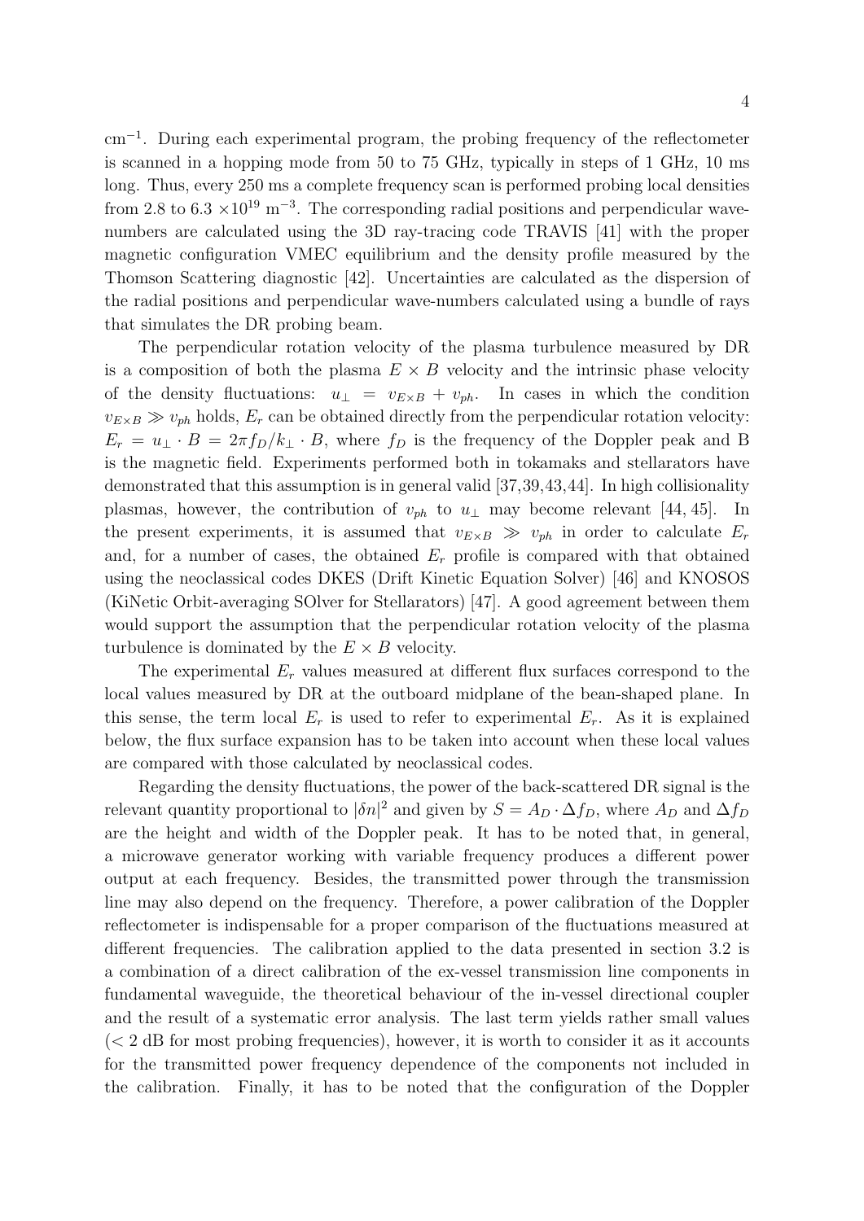cm$^{-1}$. During each experimental program, the probing frequency of the reflectometer is scanned in a hopping mode from 50 to 75 GHz, typically in steps of 1 GHz, 10 ms long. Thus, every 250 ms a complete frequency scan is performed probing local densities from 2.8 to 6.3 $\times 10^{19}$ m$^{-3}$. The corresponding radial positions and perpendicular wave-numbers are calculated using the 3D ray-tracing code TRAVIS [41] with the proper magnetic configuration VMEC equilibrium and the density profile measured by the Thomson Scattering diagnostic [42]. Uncertainties are calculated as the dispersion of the radial positions and perpendicular wave-numbers calculated using a bundle of rays that simulates the DR probing beam.

The perpendicular rotation velocity of the plasma turbulence measured by DR is a composition of both the plasma $E \times B$ velocity and the intrinsic phase velocity of the density fluctuations: $u_{\perp} = v_{E\times B} + v_{ph}$. In cases in which the condition $v_{E\times B} \gg v_{ph}$ holds, $E_r$ can be obtained directly from the perpendicular rotation velocity: $E_r = u_{\perp} \cdot B = 2\pi f_D/k_{\perp} \cdot B$, where $f_D$ is the frequency of the Doppler peak and B is the magnetic field. Experiments performed both in tokamaks and stellarators have demonstrated that this assumption is in general valid [37,39,43,44]. In high collisionality plasmas, however, the contribution of $v_{ph}$ to $u_{\perp}$ may become relevant [44, 45]. In the present experiments, it is assumed that $v_{E\times B} \gg v_{ph}$ in order to calculate $E_r$ and, for a number of cases, the obtained $E_r$ profile is compared with that obtained using the neoclassical codes DKES (Drift Kinetic Equation Solver) [46] and KNOSOS (KiNetic Orbit-averaging SOlver for Stellarators) [47]. A good agreement between them would support the assumption that the perpendicular rotation velocity of the plasma turbulence is dominated by the $E \times B$ velocity.

The experimental $E_r$ values measured at different flux surfaces correspond to the local values measured by DR at the outboard midplane of the bean-shaped plane. In this sense, the term local $E_r$ is used to refer to experimental $E_r$. As it is explained below, the flux surface expansion has to be taken into account when these local values are compared with those calculated by neoclassical codes.

Regarding the density fluctuations, the power of the back-scattered DR signal is the relevant quantity proportional to $|\delta n|^2$ and given by $S = A_D \cdot \Delta f_D$, where $A_D$ and $\Delta f_D$ are the height and width of the Doppler peak. It has to be noted that, in general, a microwave generator working with variable frequency produces a different power output at each frequency. Besides, the transmitted power through the transmission line may also depend on the frequency. Therefore, a power calibration of the Doppler reflectometer is indispensable for a proper comparison of the fluctuations measured at different frequencies. The calibration applied to the data presented in section 3.2 is a combination of a direct calibration of the ex-vessel transmission line components in fundamental waveguide, the theoretical behaviour of the in-vessel directional coupler and the result of a systematic error analysis. The last term yields rather small values ($< 2$ dB for most probing frequencies), however, it is worth to consider it as it accounts for the transmitted power frequency dependence of the components not included in the calibration. Finally, it has to be noted that the configuration of the Doppler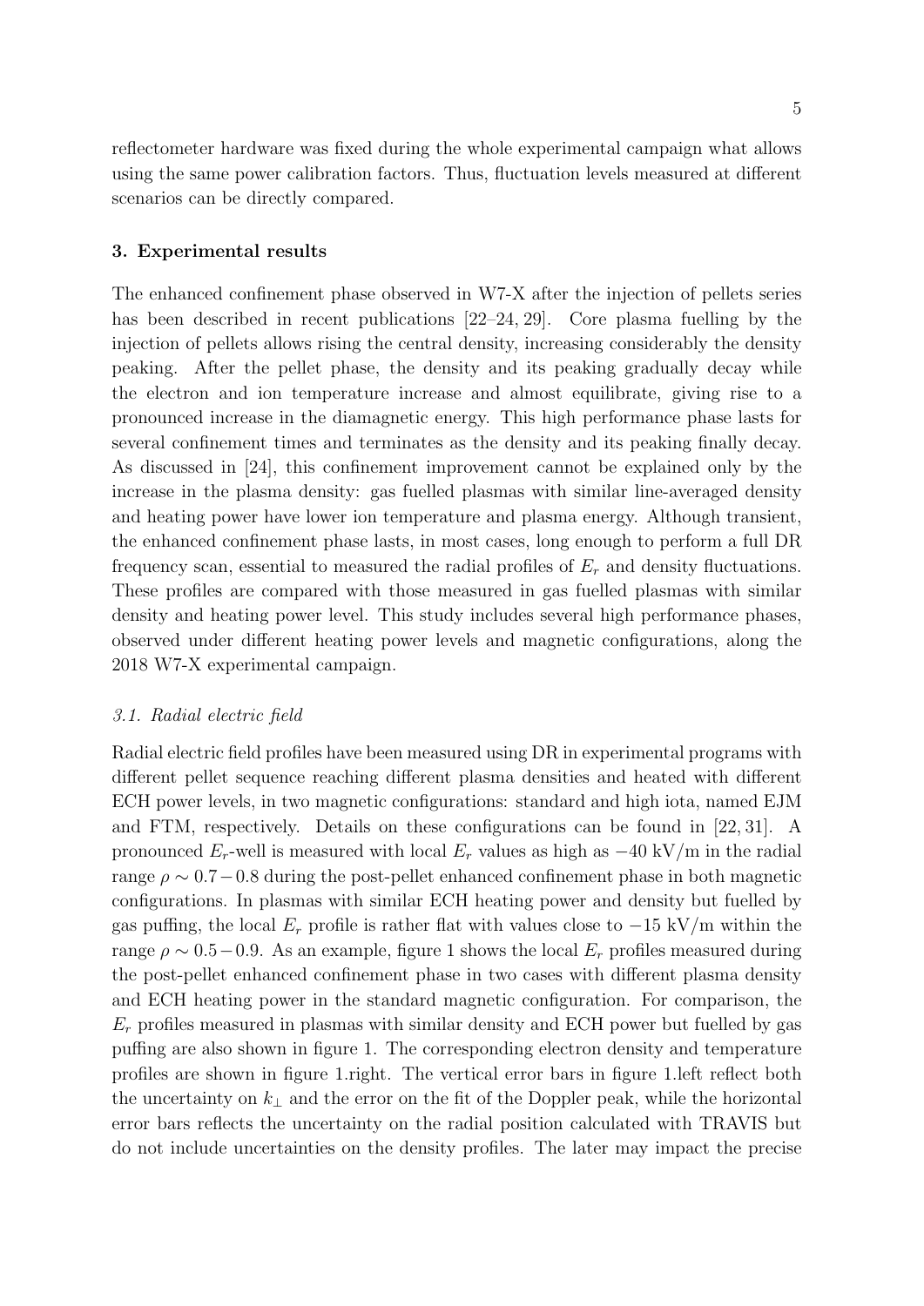reflectometer hardware was fixed during the whole experimental campaign what allows using the same power calibration factors. Thus, fluctuation levels measured at different scenarios can be directly compared.

## 3. Experimental results

The enhanced confinement phase observed in W7-X after the injection of pellets series has been described in recent publications [22–24, 29]. Core plasma fuelling by the injection of pellets allows rising the central density, increasing considerably the density peaking. After the pellet phase, the density and its peaking gradually decay while the electron and ion temperature increase and almost equilibrate, giving rise to a pronounced increase in the diamagnetic energy. This high performance phase lasts for several confinement times and terminates as the density and its peaking finally decay. As discussed in [24], this confinement improvement cannot be explained only by the increase in the plasma density: gas fuelled plasmas with similar line-averaged density and heating power have lower ion temperature and plasma energy. Although transient, the enhanced confinement phase lasts, in most cases, long enough to perform a full DR frequency scan, essential to measured the radial profiles of $E_r$ and density fluctuations. These profiles are compared with those measured in gas fuelled plasmas with similar density and heating power level. This study includes several high performance phases, observed under different heating power levels and magnetic configurations, along the 2018 W7-X experimental campaign.

### *3.1. Radial electric field*

Radial electric field profiles have been measured using DR in experimental programs with different pellet sequence reaching different plasma densities and heated with different ECH power levels, in two magnetic configurations: standard and high iota, named EJM and FTM, respectively. Details on these configurations can be found in [22, 31]. A pronounced $E_r$-well is measured with local $E_r$ values as high as $-40$ kV/m in the radial range $\rho \sim 0.7-0.8$ during the post-pellet enhanced confinement phase in both magnetic configurations. In plasmas with similar ECH heating power and density but fuelled by gas puffing, the local $E_r$ profile is rather flat with values close to $-15$ kV/m within the range $\rho \sim 0.5-0.9$. As an example, figure 1 shows the local $E_r$ profiles measured during the post-pellet enhanced confinement phase in two cases with different plasma density and ECH heating power in the standard magnetic configuration. For comparison, the $E_r$ profiles measured in plasmas with similar density and ECH power but fuelled by gas puffing are also shown in figure 1. The corresponding electron density and temperature profiles are shown in figure 1.right. The vertical error bars in figure 1.left reflect both the uncertainty on $k_\perp$ and the error on the fit of the Doppler peak, while the horizontal error bars reflects the uncertainty on the radial position calculated with TRAVIS but do not include uncertainties on the density profiles. The later may impact the precise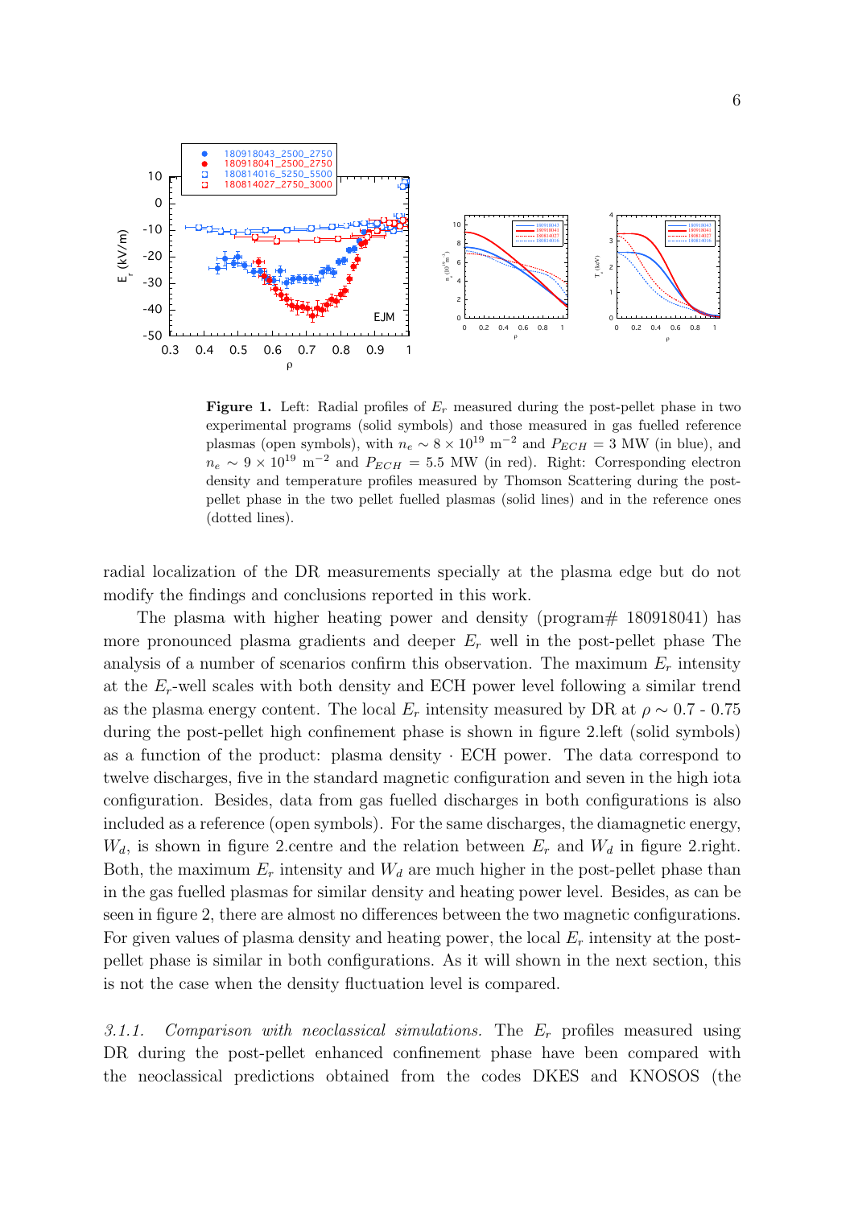**Figure 1.** Left: Radial profiles of $E_r$ measured during the post-pellet phase in two experimental programs (solid symbols) and those measured in gas fuelled reference plasmas (open symbols), with $n_e \sim 8 \times 10^{19}$ m$^{-2}$ and $P_{ECH} = 3$ MW (in blue), and $n_e \sim 9 \times 10^{19}$ m$^{-2}$ and $P_{ECH} = 5.5$ MW (in red). Right: Corresponding electron density and temperature profiles measured by Thomson Scattering during the post-pellet phase in the two pellet fuelled plasmas (solid lines) and in the reference ones (dotted lines).

radial localization of the DR measurements specially at the plasma edge but do not modify the findings and conclusions reported in this work.

The plasma with higher heating power and density (program# 180918041) has more pronounced plasma gradients and deeper $E_r$ well in the post-pellet phase The analysis of a number of scenarios confirm this observation. The maximum $E_r$ intensity at the $E_r$-well scales with both density and ECH power level following a similar trend as the plasma energy content. The local $E_r$ intensity measured by DR at $\rho \sim 0.7$ - $0.75$ during the post-pellet high confinement phase is shown in figure 2.left (solid symbols) as a function of the product: plasma density · ECH power. The data correspond to twelve discharges, five in the standard magnetic configuration and seven in the high iota configuration. Besides, data from gas fuelled discharges in both configurations is also included as a reference (open symbols). For the same discharges, the diamagnetic energy, $W_d$, is shown in figure 2.centre and the relation between $E_r$ and $W_d$ in figure 2.right. Both, the maximum $E_r$ intensity and $W_d$ are much higher in the post-pellet phase than in the gas fuelled plasmas for similar density and heating power level. Besides, as can be seen in figure 2, there are almost no differences between the two magnetic configurations. For given values of plasma density and heating power, the local $E_r$ intensity at the post-pellet phase is similar in both configurations. As it will shown in the next section, this is not the case when the density fluctuation level is compared.

*3.1.1. Comparison with neoclassical simulations.* The $E_r$ profiles measured using DR during the post-pellet enhanced confinement phase have been compared with the neoclassical predictions obtained from the codes DKES and KNOSOS (the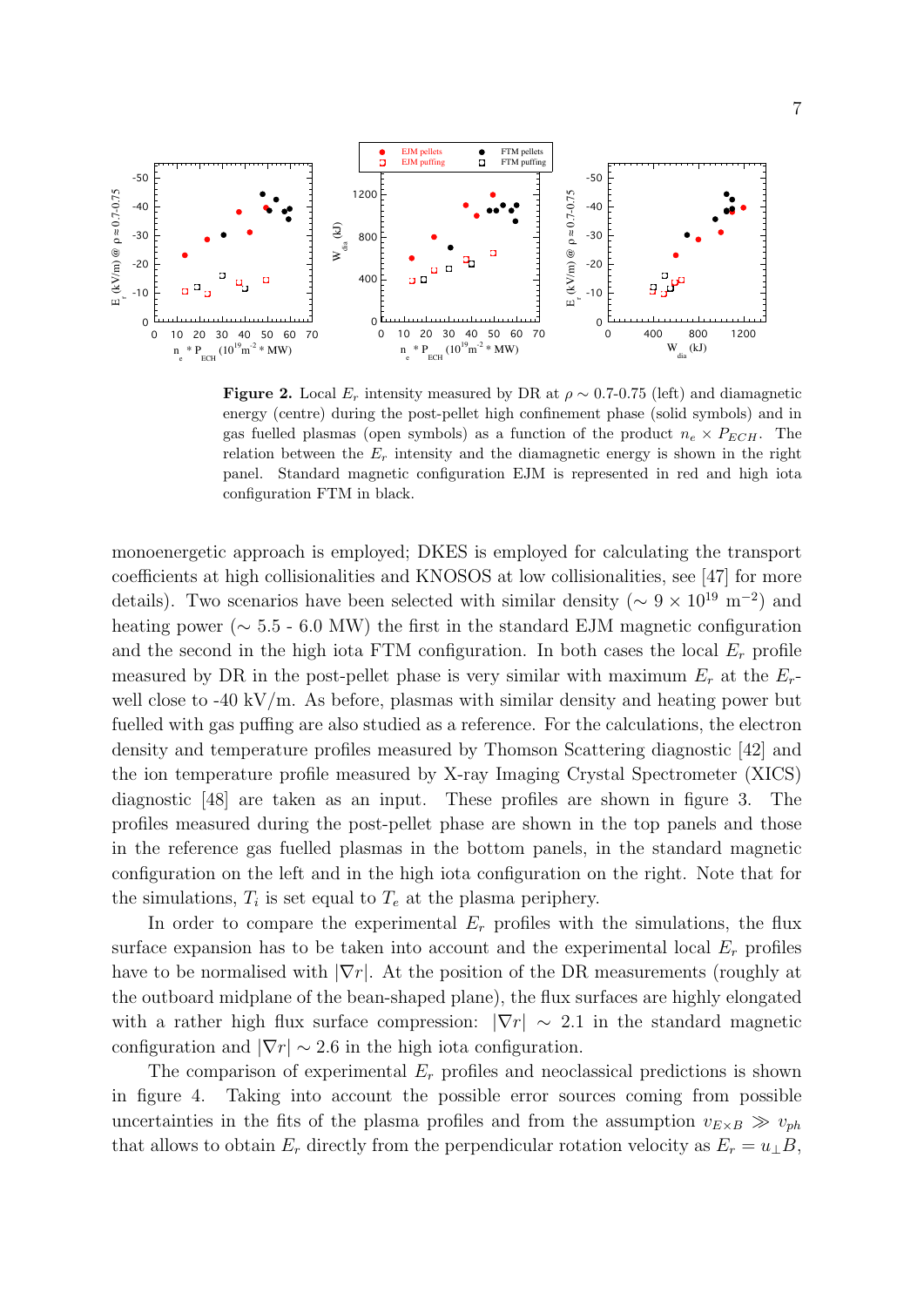**Figure 2.** Local $E_r$ intensity measured by DR at $\rho \sim 0.7$-$0.75$ (left) and diamagnetic energy (centre) during the post-pellet high confinement phase (solid symbols) and in gas fuelled plasmas (open symbols) as a function of the product $n_e \times P_{ECH}$. The relation between the $E_r$ intensity and the diamagnetic energy is shown in the right panel. Standard magnetic configuration EJM is represented in red and high iota configuration FTM in black.

monoenergetic approach is employed; DKES is employed for calculating the transport coefficients at high collisionalities and KNOSOS at low collisionalities, see [47] for more details). Two scenarios have been selected with similar density ($\sim 9 \times 10^{19}$ m$^{-2}$) and heating power ($\sim$ 5.5 - 6.0 MW) the first in the standard EJM magnetic configuration and the second in the high iota FTM configuration. In both cases the local $E_r$ profile measured by DR in the post-pellet phase is very similar with maximum $E_r$ at the $E_r$-well close to -40 kV/m. As before, plasmas with similar density and heating power but fuelled with gas puffing are also studied as a reference. For the calculations, the electron density and temperature profiles measured by Thomson Scattering diagnostic [42] and the ion temperature profile measured by X-ray Imaging Crystal Spectrometer (XICS) diagnostic [48] are taken as an input. These profiles are shown in figure 3. The profiles measured during the post-pellet phase are shown in the top panels and those in the reference gas fuelled plasmas in the bottom panels, in the standard magnetic configuration on the left and in the high iota configuration on the right. Note that for the simulations, $T_i$ is set equal to $T_e$ at the plasma periphery.

In order to compare the experimental $E_r$ profiles with the simulations, the flux surface expansion has to be taken into account and the experimental local $E_r$ profiles have to be normalised with $|\nabla r|$. At the position of the DR measurements (roughly at the outboard midplane of the bean-shaped plane), the flux surfaces are highly elongated with a rather high flux surface compression: $|\nabla r| \sim 2.1$ in the standard magnetic configuration and $|\nabla r| \sim 2.6$ in the high iota configuration.

The comparison of experimental $E_r$ profiles and neoclassical predictions is shown in figure 4. Taking into account the possible error sources coming from possible uncertainties in the fits of the plasma profiles and from the assumption $v_{E\times B} \gg v_{ph}$ that allows to obtain $E_r$ directly from the perpendicular rotation velocity as $E_r = u_\perp B$,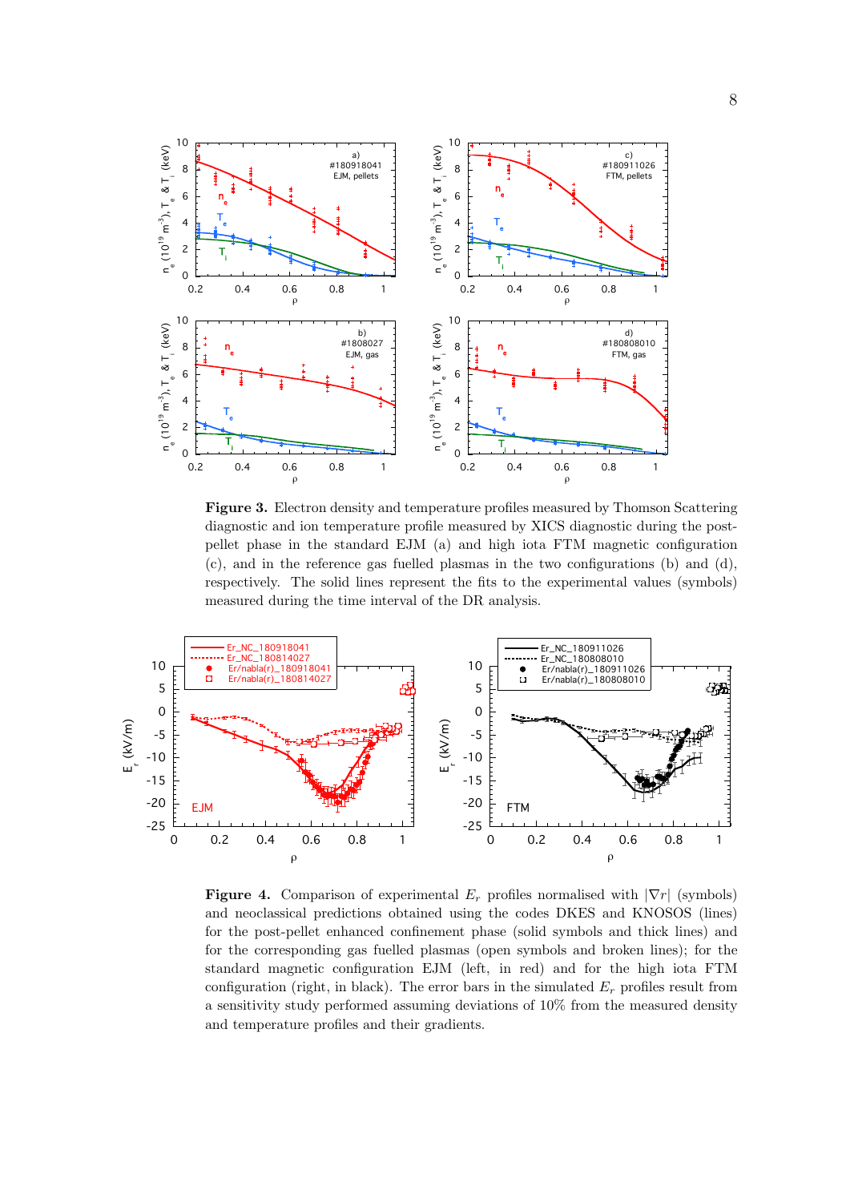**Figure 3.** Electron density and temperature profiles measured by Thomson Scattering diagnostic and ion temperature profile measured by XICS diagnostic during the post-pellet phase in the standard EJM (a) and high iota FTM magnetic configuration (c), and in the reference gas fuelled plasmas in the two configurations (b) and (d), respectively. The solid lines represent the fits to the experimental values (symbols) measured during the time interval of the DR analysis.

**Figure 4.** Comparison of experimental $E_r$ profiles normalised with $|\nabla r|$ (symbols) and neoclassical predictions obtained using the codes DKES and KNOSOS (lines) for the post-pellet enhanced confinement phase (solid symbols and thick lines) and for the corresponding gas fuelled plasmas (open symbols and broken lines); for the standard magnetic configuration EJM (left, in red) and for the high iota FTM configuration (right, in black). The error bars in the simulated $E_r$ profiles result from a sensitivity study performed assuming deviations of 10% from the measured density and temperature profiles and their gradients.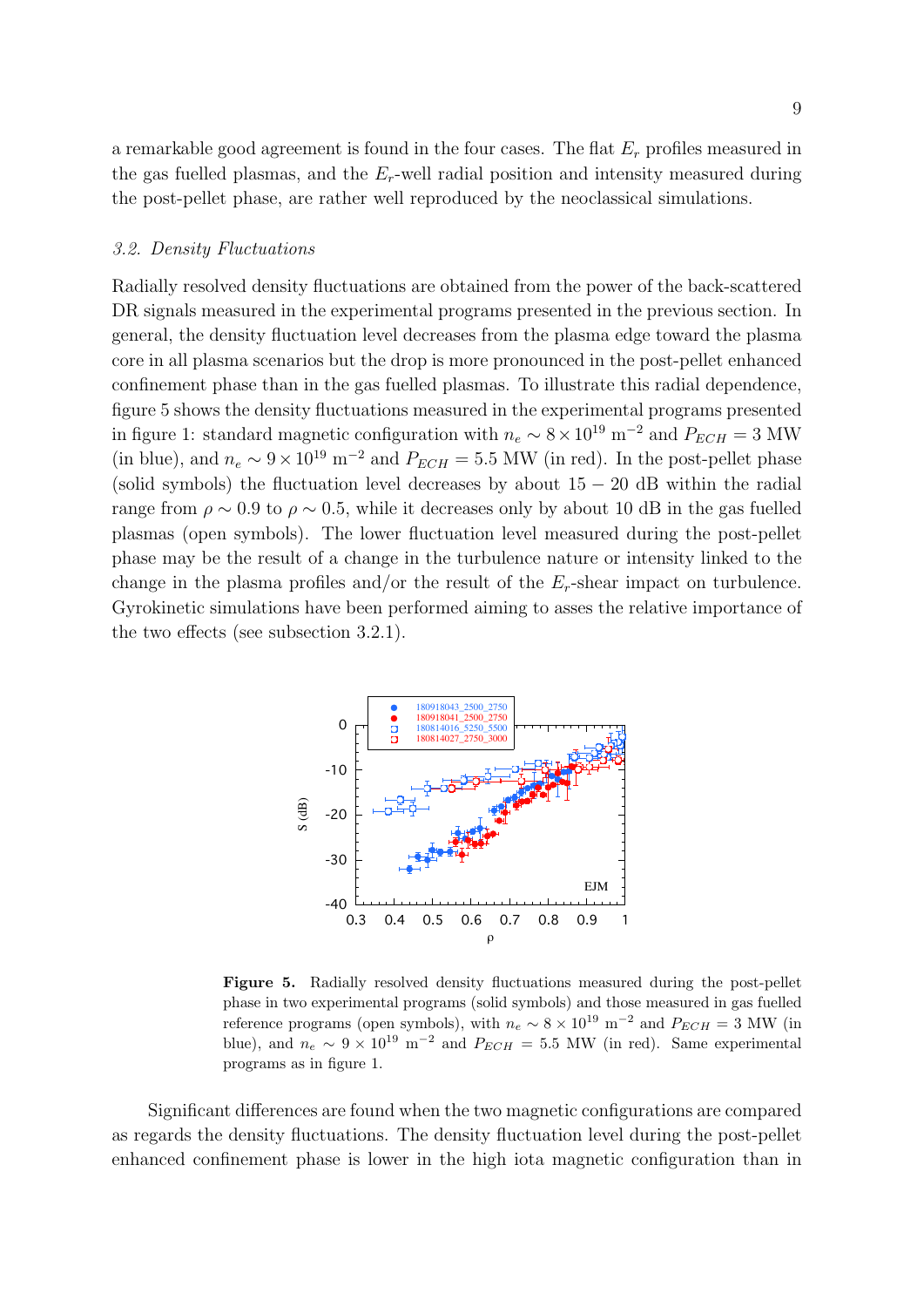a remarkable good agreement is found in the four cases. The flat $E_r$ profiles measured in the gas fuelled plasmas, and the $E_r$-well radial position and intensity measured during the post-pellet phase, are rather well reproduced by the neoclassical simulations.

### *3.2. Density Fluctuations*

Radially resolved density fluctuations are obtained from the power of the back-scattered DR signals measured in the experimental programs presented in the previous section. In general, the density fluctuation level decreases from the plasma edge toward the plasma core in all plasma scenarios but the drop is more pronounced in the post-pellet enhanced confinement phase than in the gas fuelled plasmas. To illustrate this radial dependence, figure 5 shows the density fluctuations measured in the experimental programs presented in figure 1: standard magnetic configuration with $n_e \sim 8 \times 10^{19}$ m$^{-2}$ and $P_{ECH} = 3$ MW (in blue), and $n_e \sim 9 \times 10^{19}$ m$^{-2}$ and $P_{ECH} = 5.5$ MW (in red). In the post-pellet phase (solid symbols) the fluctuation level decreases by about $15 - 20$ dB within the radial range from $\rho \sim 0.9$ to $\rho \sim 0.5$, while it decreases only by about 10 dB in the gas fuelled plasmas (open symbols). The lower fluctuation level measured during the post-pellet phase may be the result of a change in the turbulence nature or intensity linked to the change in the plasma profiles and/or the result of the $E_r$-shear impact on turbulence. Gyrokinetic simulations have been performed aiming to asses the relative importance of the two effects (see subsection 3.2.1).

**Figure 5.** Radially resolved density fluctuations measured during the post-pellet phase in two experimental programs (solid symbols) and those measured in gas fuelled reference programs (open symbols), with $n_e \sim 8 \times 10^{19}$ m$^{-2}$ and $P_{ECH} = 3$ MW (in blue), and $n_e \sim 9 \times 10^{19}$ m$^{-2}$ and $P_{ECH} = 5.5$ MW (in red). Same experimental programs as in figure 1.

Significant differences are found when the two magnetic configurations are compared as regards the density fluctuations. The density fluctuation level during the post-pellet enhanced confinement phase is lower in the high iota magnetic configuration than in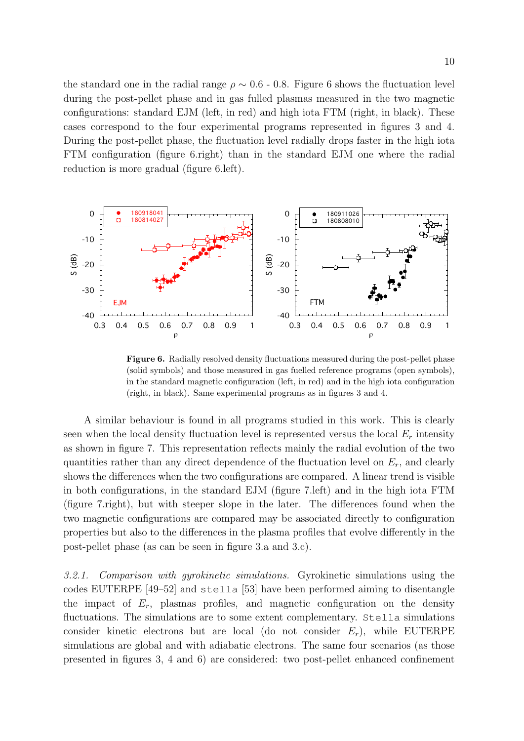the standard one in the radial range $\rho \sim 0.6$ - $0.8$. Figure 6 shows the fluctuation level during the post-pellet phase and in gas fulled plasmas measured in the two magnetic configurations: standard EJM (left, in red) and high iota FTM (right, in black). These cases correspond to the four experimental programs represented in figures 3 and 4. During the post-pellet phase, the fluctuation level radially drops faster in the high iota FTM configuration (figure 6.right) than in the standard EJM one where the radial reduction is more gradual (figure 6.left).

**Figure 6.** Radially resolved density fluctuations measured during the post-pellet phase (solid symbols) and those measured in gas fuelled reference programs (open symbols), in the standard magnetic configuration (left, in red) and in the high iota configuration (right, in black). Same experimental programs as in figures 3 and 4.

A similar behaviour is found in all programs studied in this work. This is clearly seen when the local density fluctuation level is represented versus the local $E_r$ intensity as shown in figure 7. This representation reflects mainly the radial evolution of the two quantities rather than any direct dependence of the fluctuation level on $E_r$, and clearly shows the differences when the two configurations are compared. A linear trend is visible in both configurations, in the standard EJM (figure 7.left) and in the high iota FTM (figure 7.right), but with steeper slope in the later. The differences found when the two magnetic configurations are compared may be associated directly to configuration properties but also to the differences in the plasma profiles that evolve differently in the post-pellet phase (as can be seen in figure 3.a and 3.c).

*3.2.1. Comparison with gyrokinetic simulations.* Gyrokinetic simulations using the codes EUTERPE [49–52] and `stella` [53] have been performed aiming to disentangle the impact of $E_r$, plasmas profiles, and magnetic configuration on the density fluctuations. The simulations are to some extent complementary. `Stella` simulations consider kinetic electrons but are local (do not consider $E_r$), while EUTERPE simulations are global and with adiabatic electrons. The same four scenarios (as those presented in figures 3, 4 and 6) are considered: two post-pellet enhanced confinement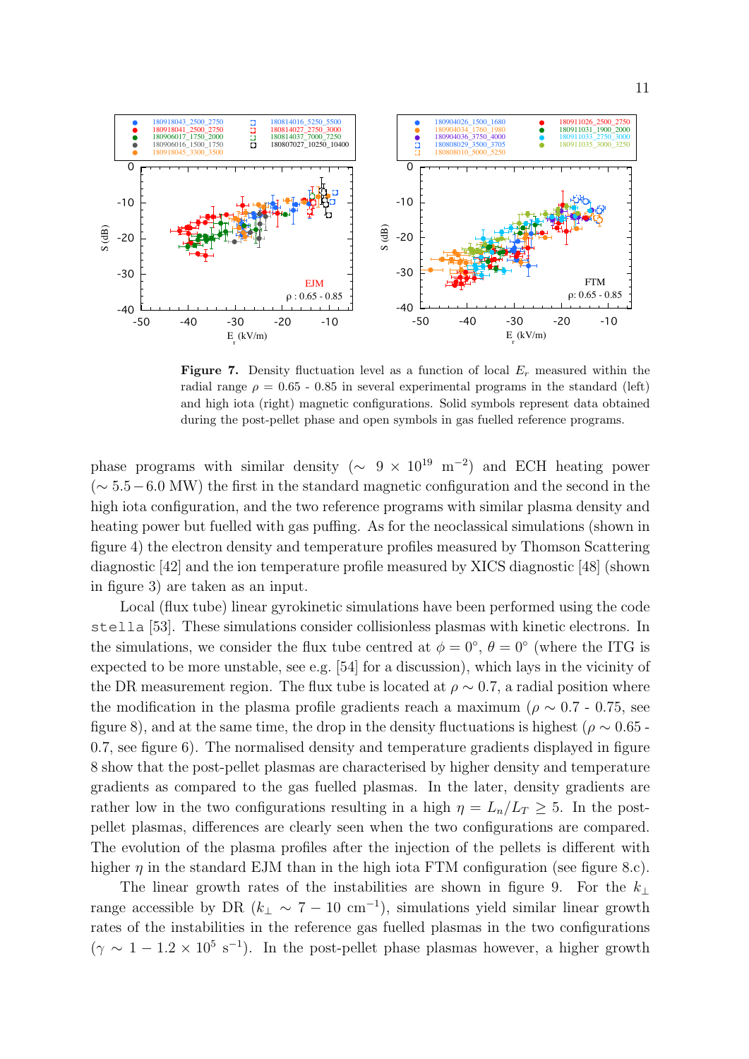**Figure 7.** Density fluctuation level as a function of local $E_r$ measured within the radial range $\rho$ = 0.65 - 0.85 in several experimental programs in the standard (left) and high iota (right) magnetic configurations. Solid symbols represent data obtained during the post-pellet phase and open symbols in gas fuelled reference programs.

phase programs with similar density ($\sim$ $9 \times 10^{19}$ $\mathrm{m}^{-2}$) and ECH heating power ($\sim 5.5-6.0$ MW) the first in the standard magnetic configuration and the second in the high iota configuration, and the two reference programs with similar plasma density and heating power but fuelled with gas puffing. As for the neoclassical simulations (shown in figure 4) the electron density and temperature profiles measured by Thomson Scattering diagnostic [42] and the ion temperature profile measured by XICS diagnostic [48] (shown in figure 3) are taken as an input.

Local (flux tube) linear gyrokinetic simulations have been performed using the code `stella` [53]. These simulations consider collisionless plasmas with kinetic electrons. In the simulations, we consider the flux tube centred at $\phi = 0°$, $\theta = 0°$ (where the ITG is expected to be more unstable, see e.g. [54] for a discussion), which lays in the vicinity of the DR measurement region. The flux tube is located at $\rho \sim 0.7$, a radial position where the modification in the plasma profile gradients reach a maximum ($\rho \sim 0.7$ - 0.75, see figure 8), and at the same time, the drop in the density fluctuations is highest ($\rho \sim 0.65$ - 0.7, see figure 6). The normalised density and temperature gradients displayed in figure 8 show that the post-pellet plasmas are characterised by higher density and temperature gradients as compared to the gas fuelled plasmas. In the later, density gradients are rather low in the two configurations resulting in a high $\eta = L_n/L_T \geq 5$. In the post-pellet plasmas, differences are clearly seen when the two configurations are compared. The evolution of the plasma profiles after the injection of the pellets is different with higher $\eta$ in the standard EJM than in the high iota FTM configuration (see figure 8.c).

The linear growth rates of the instabilities are shown in figure 9. For the $k_\perp$ range accessible by DR ($k_\perp \sim 7-10$ $\mathrm{cm}^{-1}$), simulations yield similar linear growth rates of the instabilities in the reference gas fuelled plasmas in the two configurations ($\gamma \sim 1-1.2 \times 10^5$ $\mathrm{s}^{-1}$). In the post-pellet phase plasmas however, a higher growth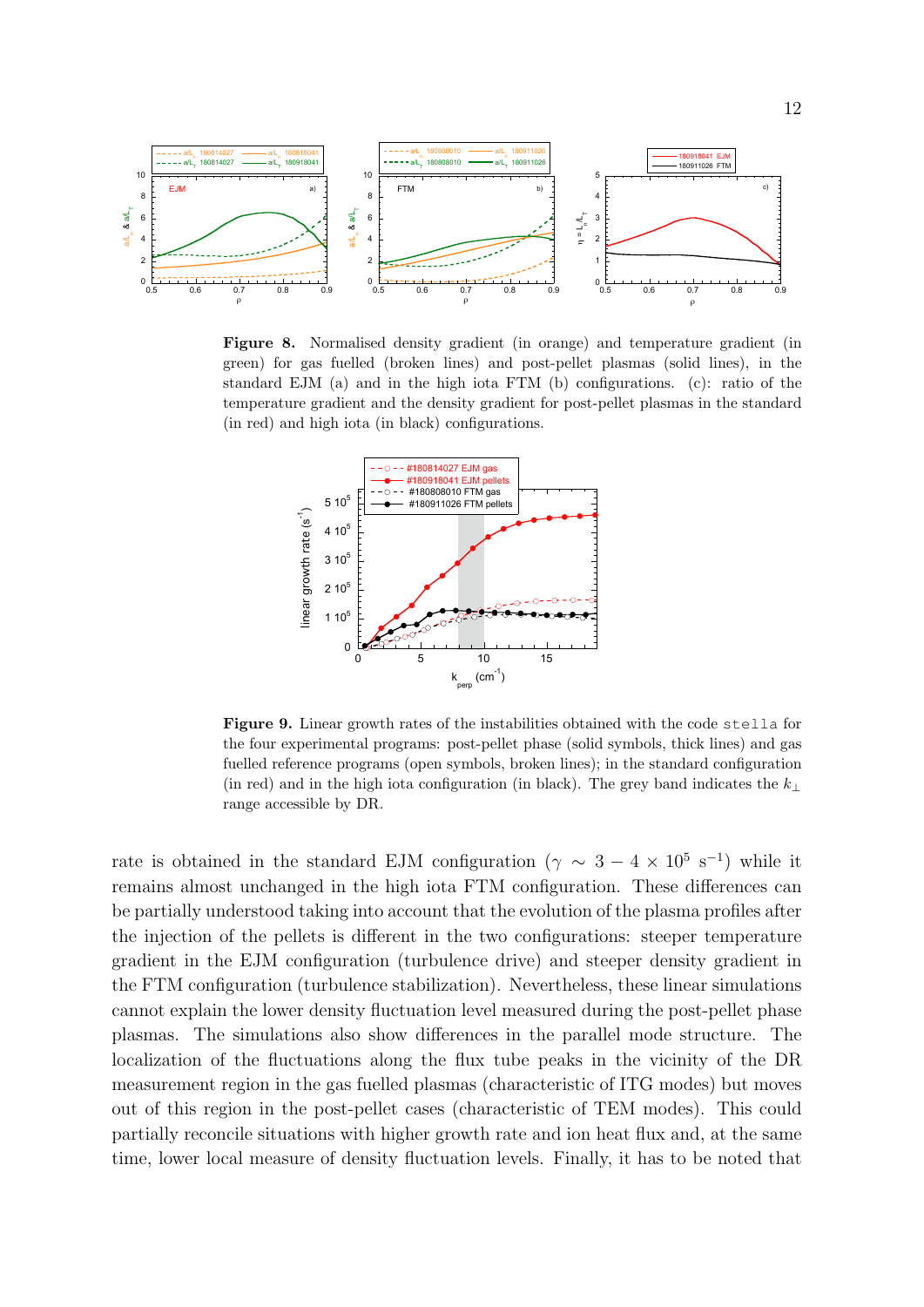**Figure 8.** Normalised density gradient (in orange) and temperature gradient (in green) for gas fuelled (broken lines) and post-pellet plasmas (solid lines), in the standard EJM (a) and in the high iota FTM (b) configurations. (c): ratio of the temperature gradient and the density gradient for post-pellet plasmas in the standard (in red) and high iota (in black) configurations.

**Figure 9.** Linear growth rates of the instabilities obtained with the code `stella` for the four experimental programs: post-pellet phase (solid symbols, thick lines) and gas fuelled reference programs (open symbols, broken lines); in the standard configuration (in red) and in the high iota configuration (in black). The grey band indicates the $k_\perp$ range accessible by DR.

rate is obtained in the standard EJM configuration ($\gamma \sim 3 - 4 \times 10^5$ s$^{-1}$) while it remains almost unchanged in the high iota FTM configuration. These differences can be partially understood taking into account that the evolution of the plasma profiles after the injection of the pellets is different in the two configurations: steeper temperature gradient in the EJM configuration (turbulence drive) and steeper density gradient in the FTM configuration (turbulence stabilization). Nevertheless, these linear simulations cannot explain the lower density fluctuation level measured during the post-pellet phase plasmas. The simulations also show differences in the parallel mode structure. The localization of the fluctuations along the flux tube peaks in the vicinity of the DR measurement region in the gas fuelled plasmas (characteristic of ITG modes) but moves out of this region in the post-pellet cases (characteristic of TEM modes). This could partially reconcile situations with higher growth rate and ion heat flux and, at the same time, lower local measure of density fluctuation levels. Finally, it has to be noted that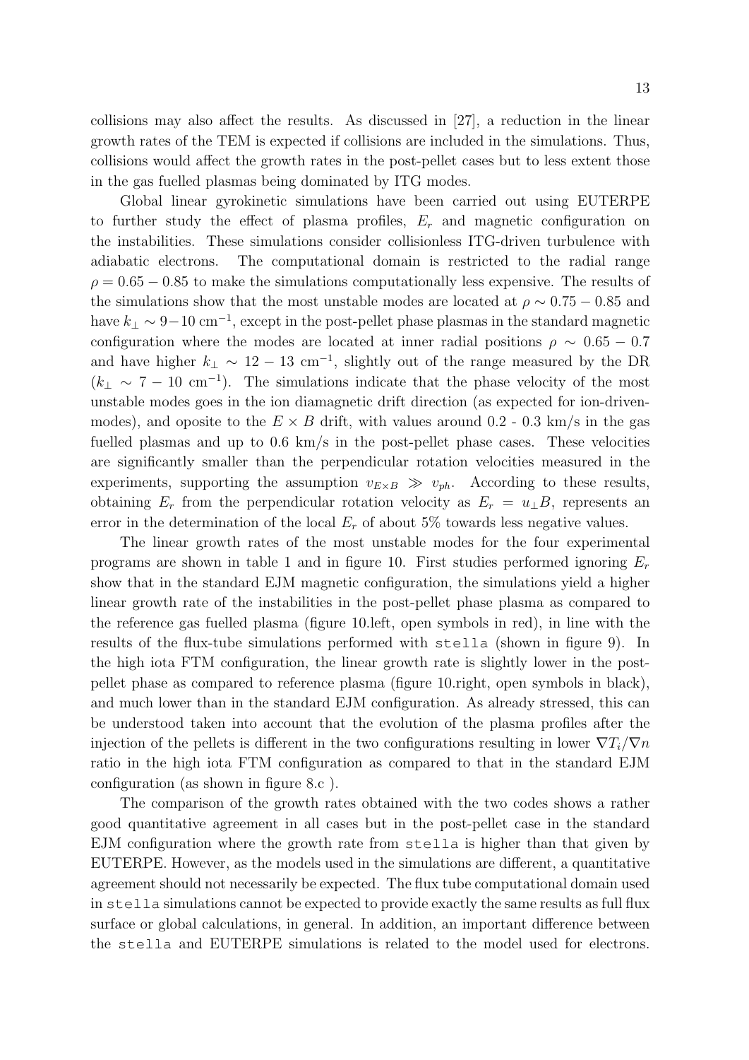collisions may also affect the results. As discussed in [27], a reduction in the linear growth rates of the TEM is expected if collisions are included in the simulations. Thus, collisions would affect the growth rates in the post-pellet cases but to less extent those in the gas fuelled plasmas being dominated by ITG modes.

Global linear gyrokinetic simulations have been carried out using EUTERPE to further study the effect of plasma profiles, $E_r$ and magnetic configuration on the instabilities. These simulations consider collisionless ITG-driven turbulence with adiabatic electrons. The computational domain is restricted to the radial range $\rho = 0.65 - 0.85$ to make the simulations computationally less expensive. The results of the simulations show that the most unstable modes are located at $\rho \sim 0.75 - 0.85$ and have $k_\perp \sim 9 - 10$ cm$^{-1}$, except in the post-pellet phase plasmas in the standard magnetic configuration where the modes are located at inner radial positions $\rho \sim 0.65 - 0.7$ and have higher $k_\perp \sim 12 - 13$ cm$^{-1}$, slightly out of the range measured by the DR ($k_\perp \sim 7 - 10$ cm$^{-1}$). The simulations indicate that the phase velocity of the most unstable modes goes in the ion diamagnetic drift direction (as expected for ion-driven-modes), and oposite to the $E \times B$ drift, with values around 0.2 - 0.3 km/s in the gas fuelled plasmas and up to 0.6 km/s in the post-pellet phase cases. These velocities are significantly smaller than the perpendicular rotation velocities measured in the experiments, supporting the assumption $v_{E\times B} \gg v_{ph}$. According to these results, obtaining $E_r$ from the perpendicular rotation velocity as $E_r = u_\perp B$, represents an error in the determination of the local $E_r$ of about 5% towards less negative values.

The linear growth rates of the most unstable modes for the four experimental programs are shown in table 1 and in figure 10. First studies performed ignoring $E_r$ show that in the standard EJM magnetic configuration, the simulations yield a higher linear growth rate of the instabilities in the post-pellet phase plasma as compared to the reference gas fuelled plasma (figure 10.left, open symbols in red), in line with the results of the flux-tube simulations performed with `stella` (shown in figure 9). In the high iota FTM configuration, the linear growth rate is slightly lower in the post-pellet phase as compared to reference plasma (figure 10.right, open symbols in black), and much lower than in the standard EJM configuration. As already stressed, this can be understood taken into account that the evolution of the plasma profiles after the injection of the pellets is different in the two configurations resulting in lower $\nabla T_i/\nabla n$ ratio in the high iota FTM configuration as compared to that in the standard EJM configuration (as shown in figure 8.c ).

The comparison of the growth rates obtained with the two codes shows a rather good quantitative agreement in all cases but in the post-pellet case in the standard EJM configuration where the growth rate from `stella` is higher than that given by EUTERPE. However, as the models used in the simulations are different, a quantitative agreement should not necessarily be expected. The flux tube computational domain used in `stella` simulations cannot be expected to provide exactly the same results as full flux surface or global calculations, in general. In addition, an important difference between the `stella` and EUTERPE simulations is related to the model used for electrons.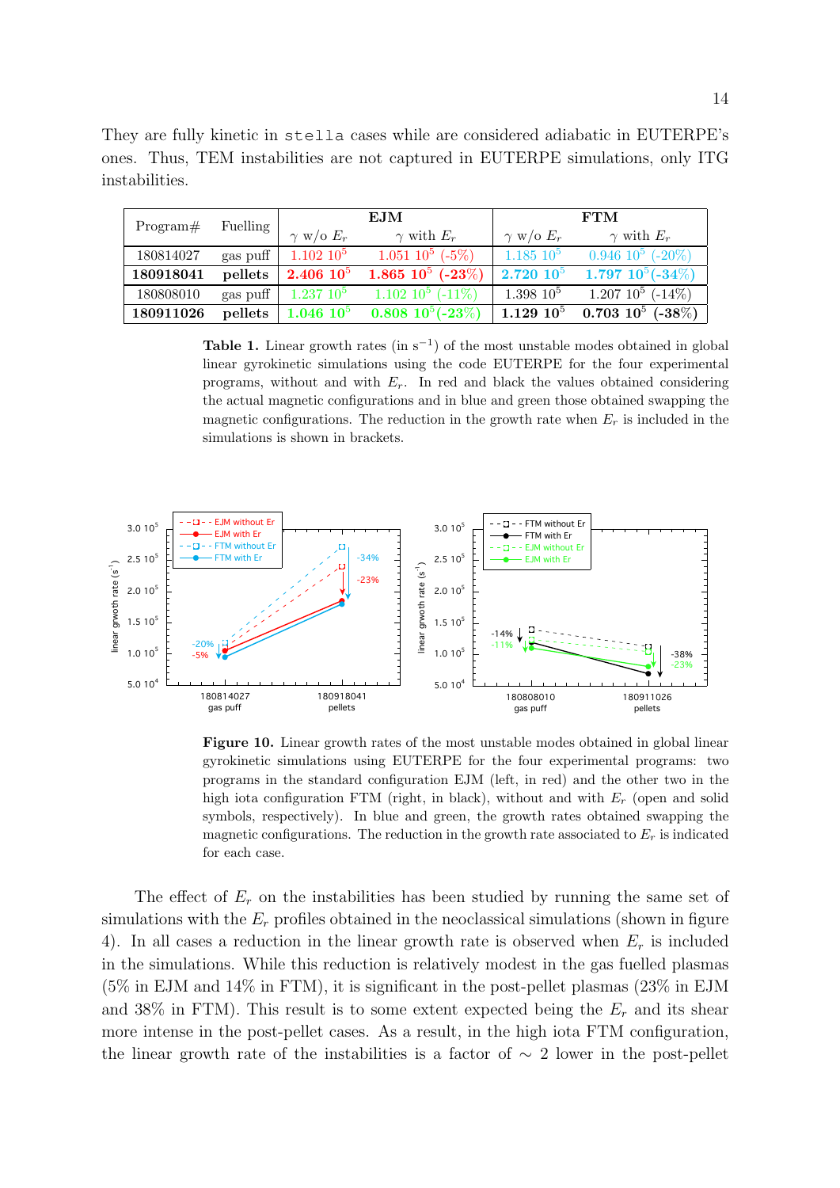They are fully kinetic in `stella` cases while are considered adiabatic in EUTERPE's ones. Thus, TEM instabilities are not captured in EUTERPE simulations, only ITG instabilities.

| Program# | Fuelling | EJM | | FTM | |
|---|---|---|---|---|---|
| | | $\gamma$ w/o $E_r$ | $\gamma$ with $E_r$ | $\gamma$ w/o $E_r$ | $\gamma$ with $E_r$ |
| 180814027 | gas puff | 1.102 $10^5$ | 1.051 $10^5$ (-5%) | 1.185 $10^5$ | 0.946 $10^5$ (-20%) |
| **180918041** | **pellets** | **2.406 $10^5$** | **1.865 $10^5$ (-23%)** | **2.720 $10^5$** | **1.797 $10^5$(-34%)** |
| 180808010 | gas puff | 1.237 $10^5$ | 1.102 $10^5$ (-11%) | 1.398 $10^5$ | 1.207 $10^5$ (-14%) |
| **180911026** | **pellets** | **1.046 $10^5$** | **0.808 $10^5$(-23%)** | **1.129 $10^5$** | **0.703 $10^5$ (-38%)** |

**Table 1.** Linear growth rates (in $s^{-1}$) of the most unstable modes obtained in global linear gyrokinetic simulations using the code EUTERPE for the four experimental programs, without and with $E_r$. In red and black the values obtained considering the actual magnetic configurations and in blue and green those obtained swapping the magnetic configurations. The reduction in the growth rate when $E_r$ is included in the simulations is shown in brackets.

**Figure 10.** Linear growth rates of the most unstable modes obtained in global linear gyrokinetic simulations using EUTERPE for the four experimental programs: two programs in the standard configuration EJM (left, in red) and the other two in the high iota configuration FTM (right, in black), without and with $E_r$ (open and solid symbols, respectively). In blue and green, the growth rates obtained swapping the magnetic configurations. The reduction in the growth rate associated to $E_r$ is indicated for each case.

The effect of $E_r$ on the instabilities has been studied by running the same set of simulations with the $E_r$ profiles obtained in the neoclassical simulations (shown in figure 4). In all cases a reduction in the linear growth rate is observed when $E_r$ is included in the simulations. While this reduction is relatively modest in the gas fuelled plasmas (5% in EJM and 14% in FTM), it is significant in the post-pellet plasmas (23% in EJM and 38% in FTM). This result is to some extent expected being the $E_r$ and its shear more intense in the post-pellet cases. As a result, in the high iota FTM configuration, the linear growth rate of the instabilities is a factor of $\sim$ 2 lower in the post-pellet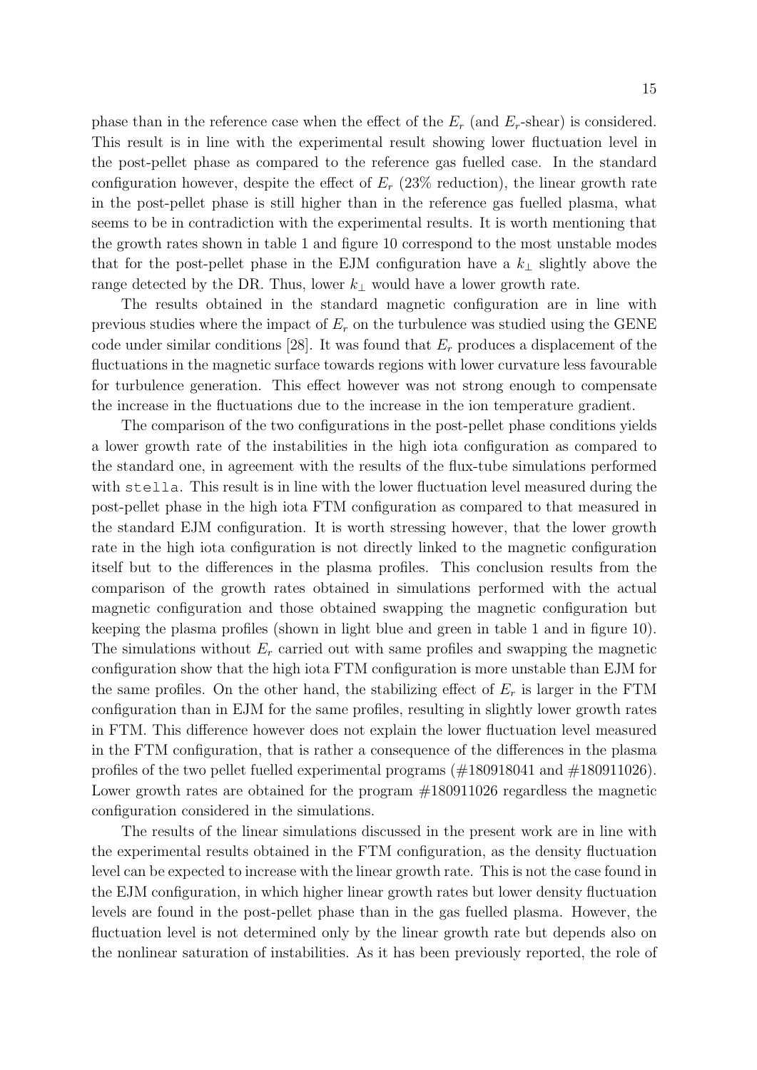phase than in the reference case when the effect of the $E_r$ (and $E_r$-shear) is considered. This result is in line with the experimental result showing lower fluctuation level in the post-pellet phase as compared to the reference gas fuelled case. In the standard configuration however, despite the effect of $E_r$ (23% reduction), the linear growth rate in the post-pellet phase is still higher than in the reference gas fuelled plasma, what seems to be in contradiction with the experimental results. It is worth mentioning that the growth rates shown in table 1 and figure 10 correspond to the most unstable modes that for the post-pellet phase in the EJM configuration have a $k_\perp$ slightly above the range detected by the DR. Thus, lower $k_\perp$ would have a lower growth rate.

The results obtained in the standard magnetic configuration are in line with previous studies where the impact of $E_r$ on the turbulence was studied using the GENE code under similar conditions [28]. It was found that $E_r$ produces a displacement of the fluctuations in the magnetic surface towards regions with lower curvature less favourable for turbulence generation. This effect however was not strong enough to compensate the increase in the fluctuations due to the increase in the ion temperature gradient.

The comparison of the two configurations in the post-pellet phase conditions yields a lower growth rate of the instabilities in the high iota configuration as compared to the standard one, in agreement with the results of the flux-tube simulations performed with `stella`. This result is in line with the lower fluctuation level measured during the post-pellet phase in the high iota FTM configuration as compared to that measured in the standard EJM configuration. It is worth stressing however, that the lower growth rate in the high iota configuration is not directly linked to the magnetic configuration itself but to the differences in the plasma profiles. This conclusion results from the comparison of the growth rates obtained in simulations performed with the actual magnetic configuration and those obtained swapping the magnetic configuration but keeping the plasma profiles (shown in light blue and green in table 1 and in figure 10). The simulations without $E_r$ carried out with same profiles and swapping the magnetic configuration show that the high iota FTM configuration is more unstable than EJM for the same profiles. On the other hand, the stabilizing effect of $E_r$ is larger in the FTM configuration than in EJM for the same profiles, resulting in slightly lower growth rates in FTM. This difference however does not explain the lower fluctuation level measured in the FTM configuration, that is rather a consequence of the differences in the plasma profiles of the two pellet fuelled experimental programs (#180918041 and #180911026). Lower growth rates are obtained for the program #180911026 regardless the magnetic configuration considered in the simulations.

The results of the linear simulations discussed in the present work are in line with the experimental results obtained in the FTM configuration, as the density fluctuation level can be expected to increase with the linear growth rate. This is not the case found in the EJM configuration, in which higher linear growth rates but lower density fluctuation levels are found in the post-pellet phase than in the gas fuelled plasma. However, the fluctuation level is not determined only by the linear growth rate but depends also on the nonlinear saturation of instabilities. As it has been previously reported, the role of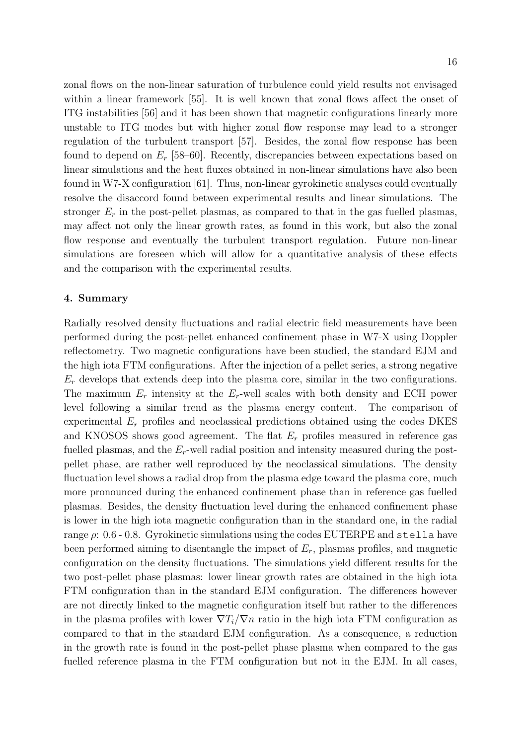zonal flows on the non-linear saturation of turbulence could yield results not envisaged within a linear framework [55]. It is well known that zonal flows affect the onset of ITG instabilities [56] and it has been shown that magnetic configurations linearly more unstable to ITG modes but with higher zonal flow response may lead to a stronger regulation of the turbulent transport [57]. Besides, the zonal flow response has been found to depend on $E_r$ [58–60]. Recently, discrepancies between expectations based on linear simulations and the heat fluxes obtained in non-linear simulations have also been found in W7-X configuration [61]. Thus, non-linear gyrokinetic analyses could eventually resolve the disaccord found between experimental results and linear simulations. The stronger $E_r$ in the post-pellet plasmas, as compared to that in the gas fuelled plasmas, may affect not only the linear growth rates, as found in this work, but also the zonal flow response and eventually the turbulent transport regulation. Future non-linear simulations are foreseen which will allow for a quantitative analysis of these effects and the comparison with the experimental results.

## 4. Summary

Radially resolved density fluctuations and radial electric field measurements have been performed during the post-pellet enhanced confinement phase in W7-X using Doppler reflectometry. Two magnetic configurations have been studied, the standard EJM and the high iota FTM configurations. After the injection of a pellet series, a strong negative $E_r$ develops that extends deep into the plasma core, similar in the two configurations. The maximum $E_r$ intensity at the $E_r$-well scales with both density and ECH power level following a similar trend as the plasma energy content. The comparison of experimental $E_r$ profiles and neoclassical predictions obtained using the codes DKES and KNOSOS shows good agreement. The flat $E_r$ profiles measured in reference gas fuelled plasmas, and the $E_r$-well radial position and intensity measured during the post-pellet phase, are rather well reproduced by the neoclassical simulations. The density fluctuation level shows a radial drop from the plasma edge toward the plasma core, much more pronounced during the enhanced confinement phase than in reference gas fuelled plasmas. Besides, the density fluctuation level during the enhanced confinement phase is lower in the high iota magnetic configuration than in the standard one, in the radial range $\rho$: 0.6 - 0.8. Gyrokinetic simulations using the codes EUTERPE and `stella` have been performed aiming to disentangle the impact of $E_r$, plasmas profiles, and magnetic configuration on the density fluctuations. The simulations yield different results for the two post-pellet phase plasmas: lower linear growth rates are obtained in the high iota FTM configuration than in the standard EJM configuration. The differences however are not directly linked to the magnetic configuration itself but rather to the differences in the plasma profiles with lower $\nabla T_i/\nabla n$ ratio in the high iota FTM configuration as compared to that in the standard EJM configuration. As a consequence, a reduction in the growth rate is found in the post-pellet phase plasma when compared to the gas fuelled reference plasma in the FTM configuration but not in the EJM. In all cases,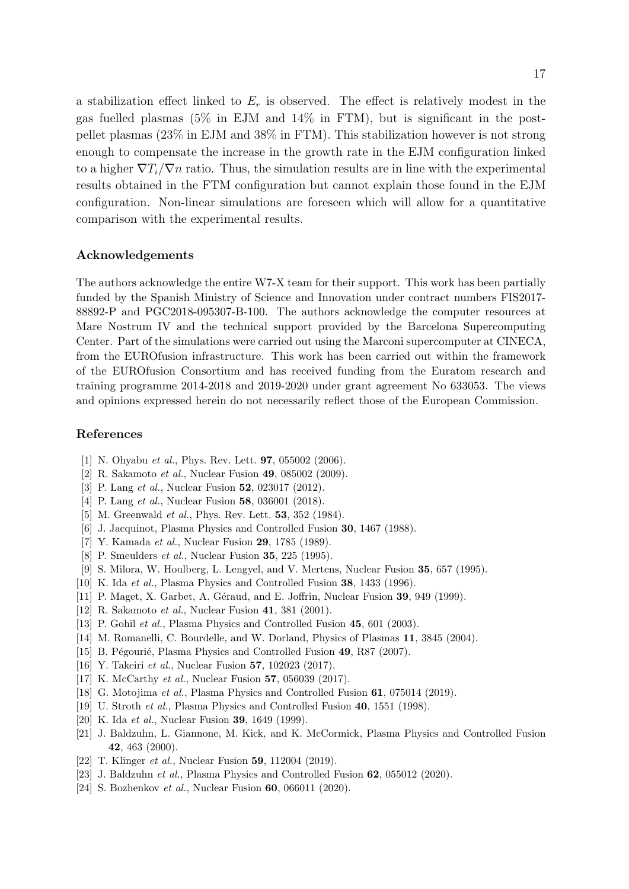a stabilization effect linked to $E_r$ is observed. The effect is relatively modest in the gas fuelled plasmas (5% in EJM and 14% in FTM), but is significant in the post-pellet plasmas (23% in EJM and 38% in FTM). This stabilization however is not strong enough to compensate the increase in the growth rate in the EJM configuration linked to a higher $\nabla T_i / \nabla n$ ratio. Thus, the simulation results are in line with the experimental results obtained in the FTM configuration but cannot explain those found in the EJM configuration. Non-linear simulations are foreseen which will allow for a quantitative comparison with the experimental results.

## Acknowledgements

The authors acknowledge the entire W7-X team for their support. This work has been partially funded by the Spanish Ministry of Science and Innovation under contract numbers FIS2017-88892-P and PGC2018-095307-B-100. The authors acknowledge the computer resources at Mare Nostrum IV and the technical support provided by the Barcelona Supercomputing Center. Part of the simulations were carried out using the Marconi supercomputer at CINECA, from the EUROfusion infrastructure. This work has been carried out within the framework of the EUROfusion Consortium and has received funding from the Euratom research and training programme 2014-2018 and 2019-2020 under grant agreement No 633053. The views and opinions expressed herein do not necessarily reflect those of the European Commission.

## References

[1] N. Ohyabu *et al.*, Phys. Rev. Lett. **97**, 055002 (2006).
[2] R. Sakamoto *et al.*, Nuclear Fusion **49**, 085002 (2009).
[3] P. Lang *et al.*, Nuclear Fusion **52**, 023017 (2012).
[4] P. Lang *et al.*, Nuclear Fusion **58**, 036001 (2018).
[5] M. Greenwald *et al.*, Phys. Rev. Lett. **53**, 352 (1984).
[6] J. Jacquinot, Plasma Physics and Controlled Fusion **30**, 1467 (1988).
[7] Y. Kamada *et al.*, Nuclear Fusion **29**, 1785 (1989).
[8] P. Smeulders *et al.*, Nuclear Fusion **35**, 225 (1995).
[9] S. Milora, W. Houlberg, L. Lengyel, and V. Mertens, Nuclear Fusion **35**, 657 (1995).
[10] K. Ida *et al.*, Plasma Physics and Controlled Fusion **38**, 1433 (1996).
[11] P. Maget, X. Garbet, A. Géraud, and E. Joffrin, Nuclear Fusion **39**, 949 (1999).
[12] R. Sakamoto *et al.*, Nuclear Fusion **41**, 381 (2001).
[13] P. Gohil *et al.*, Plasma Physics and Controlled Fusion **45**, 601 (2003).
[14] M. Romanelli, C. Bourdelle, and W. Dorland, Physics of Plasmas **11**, 3845 (2004).
[15] B. Pégourié, Plasma Physics and Controlled Fusion **49**, R87 (2007).
[16] Y. Takeiri *et al.*, Nuclear Fusion **57**, 102023 (2017).
[17] K. McCarthy *et al.*, Nuclear Fusion **57**, 056039 (2017).
[18] G. Motojima *et al.*, Plasma Physics and Controlled Fusion **61**, 075014 (2019).
[19] U. Stroth *et al.*, Plasma Physics and Controlled Fusion **40**, 1551 (1998).
[20] K. Ida *et al.*, Nuclear Fusion **39**, 1649 (1999).
[21] J. Baldzuhn, L. Giannone, M. Kick, and K. McCormick, Plasma Physics and Controlled Fusion **42**, 463 (2000).
[22] T. Klinger *et al.*, Nuclear Fusion **59**, 112004 (2019).
[23] J. Baldzuhn *et al.*, Plasma Physics and Controlled Fusion **62**, 055012 (2020).
[24] S. Bozhenkov *et al.*, Nuclear Fusion **60**, 066011 (2020).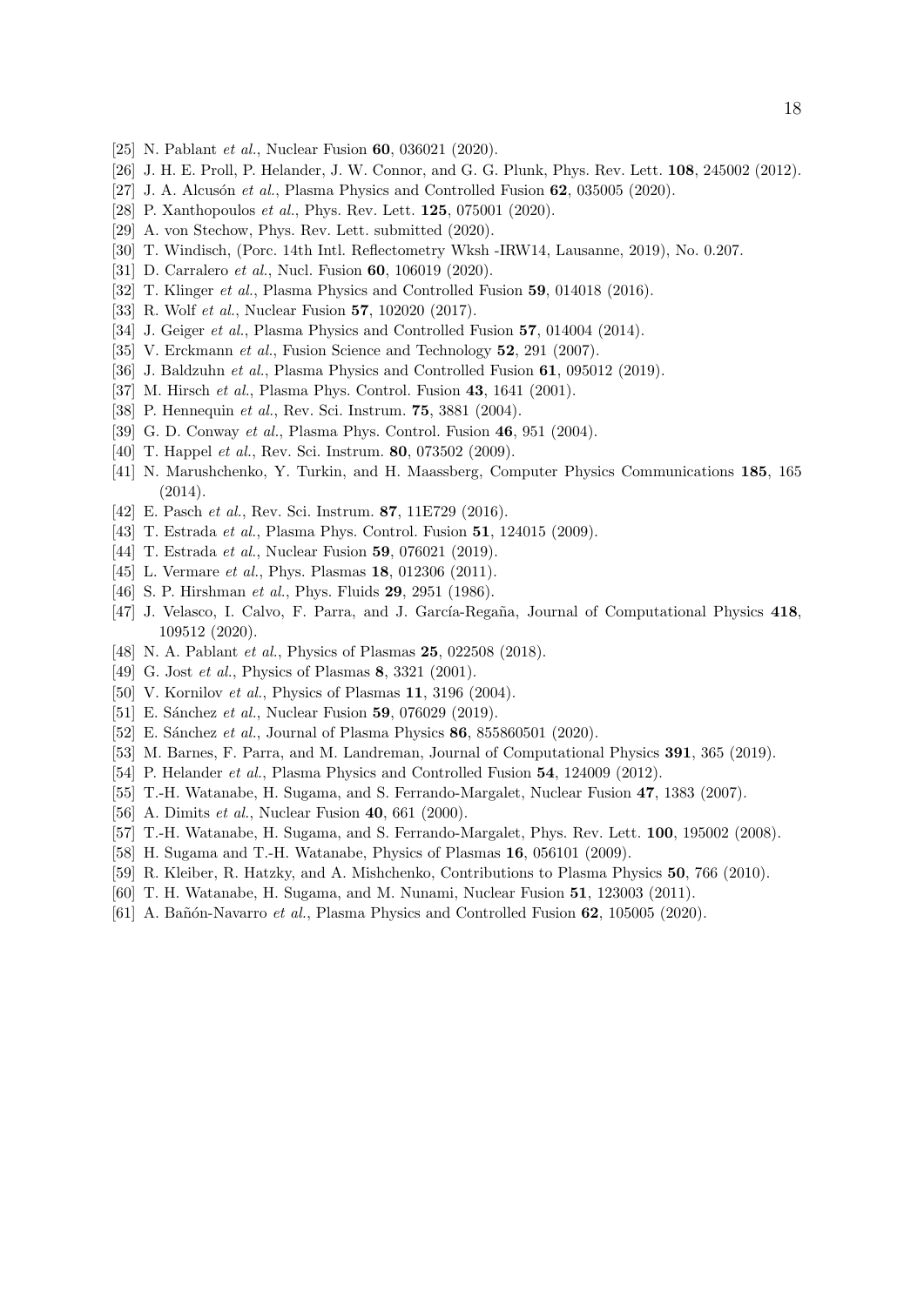[25] N. Pablant *et al.*, Nuclear Fusion **60**, 036021 (2020).

[26] J. H. E. Proll, P. Helander, J. W. Connor, and G. G. Plunk, Phys. Rev. Lett. **108**, 245002 (2012).

[27] J. A. Alcusón *et al.*, Plasma Physics and Controlled Fusion **62**, 035005 (2020).

[28] P. Xanthopoulos *et al.*, Phys. Rev. Lett. **125**, 075001 (2020).

[29] A. von Stechow, Phys. Rev. Lett. submitted (2020).

[30] T. Windisch, (Porc. 14th Intl. Reflectometry Wksh -IRW14, Lausanne, 2019), No. 0.207.

[31] D. Carralero *et al.*, Nucl. Fusion **60**, 106019 (2020).

[32] T. Klinger *et al.*, Plasma Physics and Controlled Fusion **59**, 014018 (2016).

[33] R. Wolf *et al.*, Nuclear Fusion **57**, 102020 (2017).

[34] J. Geiger *et al.*, Plasma Physics and Controlled Fusion **57**, 014004 (2014).

[35] V. Erckmann *et al.*, Fusion Science and Technology **52**, 291 (2007).

[36] J. Baldzuhn *et al.*, Plasma Physics and Controlled Fusion **61**, 095012 (2019).

[37] M. Hirsch *et al.*, Plasma Phys. Control. Fusion **43**, 1641 (2001).

[38] P. Hennequin *et al.*, Rev. Sci. Instrum. **75**, 3881 (2004).

[39] G. D. Conway *et al.*, Plasma Phys. Control. Fusion **46**, 951 (2004).

[40] T. Happel *et al.*, Rev. Sci. Instrum. **80**, 073502 (2009).

[41] N. Marushchenko, Y. Turkin, and H. Maassberg, Computer Physics Communications **185**, 165 (2014).

[42] E. Pasch *et al.*, Rev. Sci. Instrum. **87**, 11E729 (2016).

[43] T. Estrada *et al.*, Plasma Phys. Control. Fusion **51**, 124015 (2009).

[44] T. Estrada *et al.*, Nuclear Fusion **59**, 076021 (2019).

[45] L. Vermare *et al.*, Phys. Plasmas **18**, 012306 (2011).

[46] S. P. Hirshman *et al.*, Phys. Fluids **29**, 2951 (1986).

[47] J. Velasco, I. Calvo, F. Parra, and J. García-Regaña, Journal of Computational Physics **418**, 109512 (2020).

[48] N. A. Pablant *et al.*, Physics of Plasmas **25**, 022508 (2018).

[49] G. Jost *et al.*, Physics of Plasmas **8**, 3321 (2001).

[50] V. Kornilov *et al.*, Physics of Plasmas **11**, 3196 (2004).

[51] E. Sánchez *et al.*, Nuclear Fusion **59**, 076029 (2019).

[52] E. Sánchez *et al.*, Journal of Plasma Physics **86**, 855860501 (2020).

[53] M. Barnes, F. Parra, and M. Landreman, Journal of Computational Physics **391**, 365 (2019).

[54] P. Helander *et al.*, Plasma Physics and Controlled Fusion **54**, 124009 (2012).

[55] T.-H. Watanabe, H. Sugama, and S. Ferrando-Margalet, Nuclear Fusion **47**, 1383 (2007).

[56] A. Dimits *et al.*, Nuclear Fusion **40**, 661 (2000).

[57] T.-H. Watanabe, H. Sugama, and S. Ferrando-Margalet, Phys. Rev. Lett. **100**, 195002 (2008).

[58] H. Sugama and T.-H. Watanabe, Physics of Plasmas **16**, 056101 (2009).

[59] R. Kleiber, R. Hatzky, and A. Mishchenko, Contributions to Plasma Physics **50**, 766 (2010).

[60] T. H. Watanabe, H. Sugama, and M. Nunami, Nuclear Fusion **51**, 123003 (2011).

[61] A. Bañón-Navarro *et al.*, Plasma Physics and Controlled Fusion **62**, 105005 (2020).